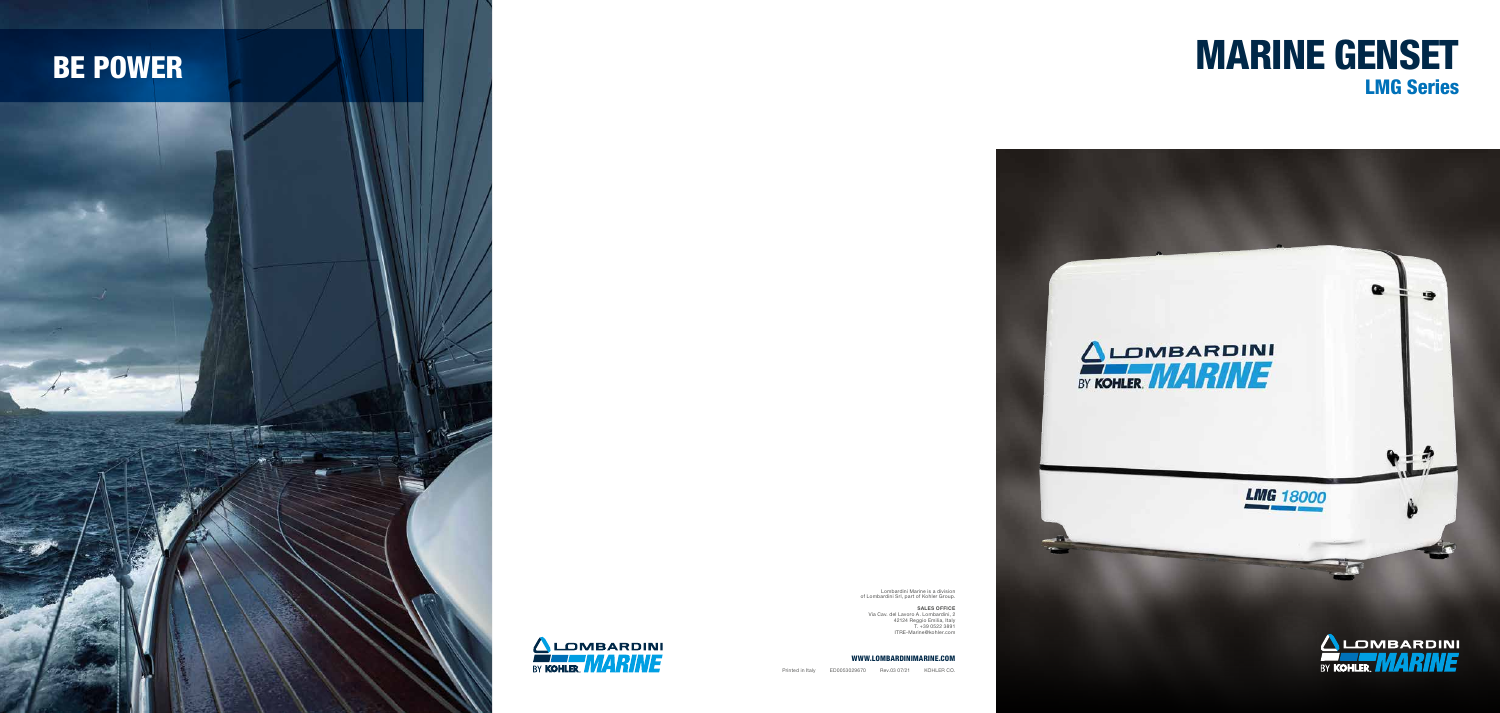# BE POWER

# MARINE GENSET

## LMG Series

Lombardini Marine is a division of Lombardini Srl, part of Kohler Group.

**SALES OFFICE**
Via Cav. del Lavoro A. Lombardini, 2
42124 Reggio Emilia, Italy
T. +39 0522 3891
ITRE-Marine@kohler.com

**WWW.LOMBARDINIMARINE.COM**

Printed in Italy ED0053039670 Rev.03 07/21 KOHLER CO.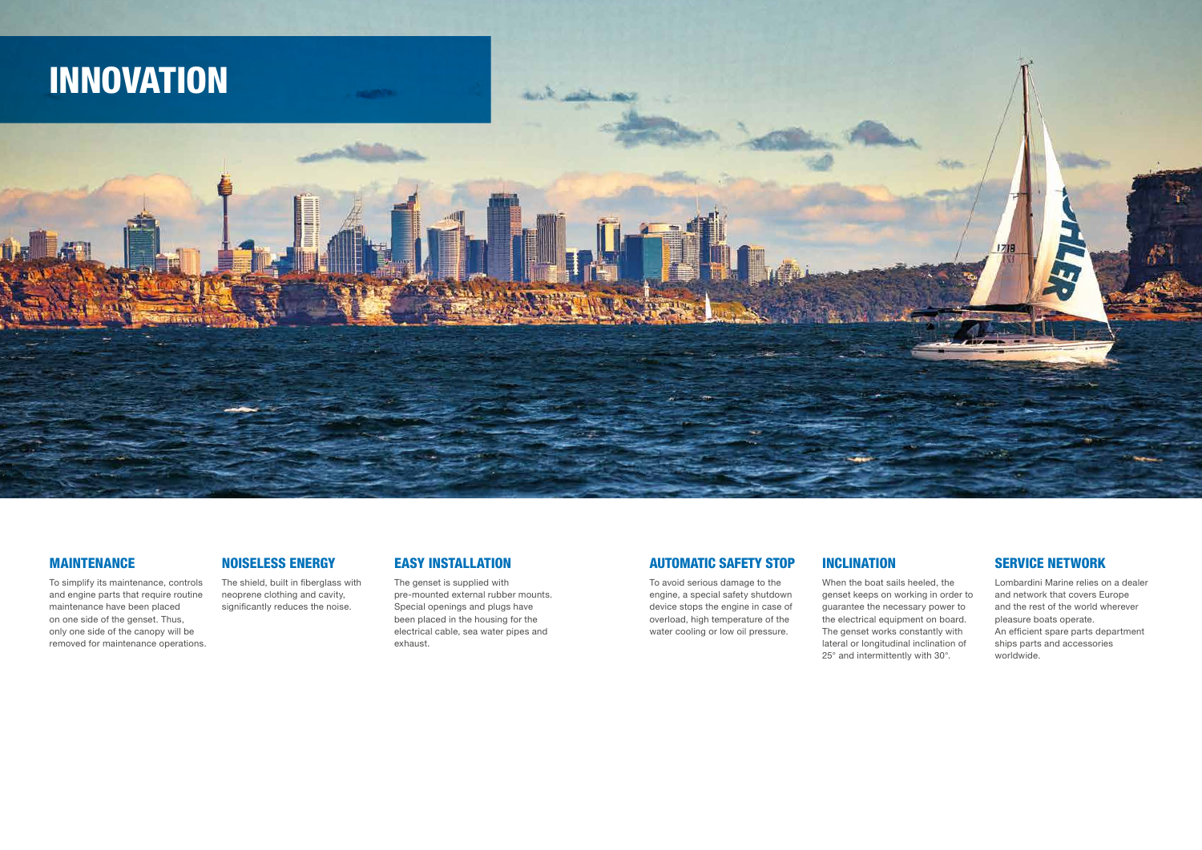# INNOVATION

## MAINTENANCE

To simplify its maintenance, controls and engine parts that require routine maintenance have been placed on one side of the genset. Thus, only one side of the canopy will be removed for maintenance operations.

## NOISELESS ENERGY

The shield, built in fiberglass with neoprene clothing and cavity, significantly reduces the noise.

## EASY INSTALLATION

The genset is supplied with pre-mounted external rubber mounts. Special openings and plugs have been placed in the housing for the electrical cable, sea water pipes and exhaust.

## AUTOMATIC SAFETY STOP

To avoid serious damage to the engine, a special safety shutdown device stops the engine in case of overload, high temperature of the water cooling or low oil pressure.

## INCLINATION

When the boat sails heeled, the genset keeps on working in order to guarantee the necessary power to the electrical equipment on board. The genset works constantly with lateral or longitudinal inclination of 25° and intermittently with 30°.

## SERVICE NETWORK

Lombardini Marine relies on a dealer and network that covers Europe and the rest of the world wherever pleasure boats operate.
An efficient spare parts department ships parts and accessories worldwide.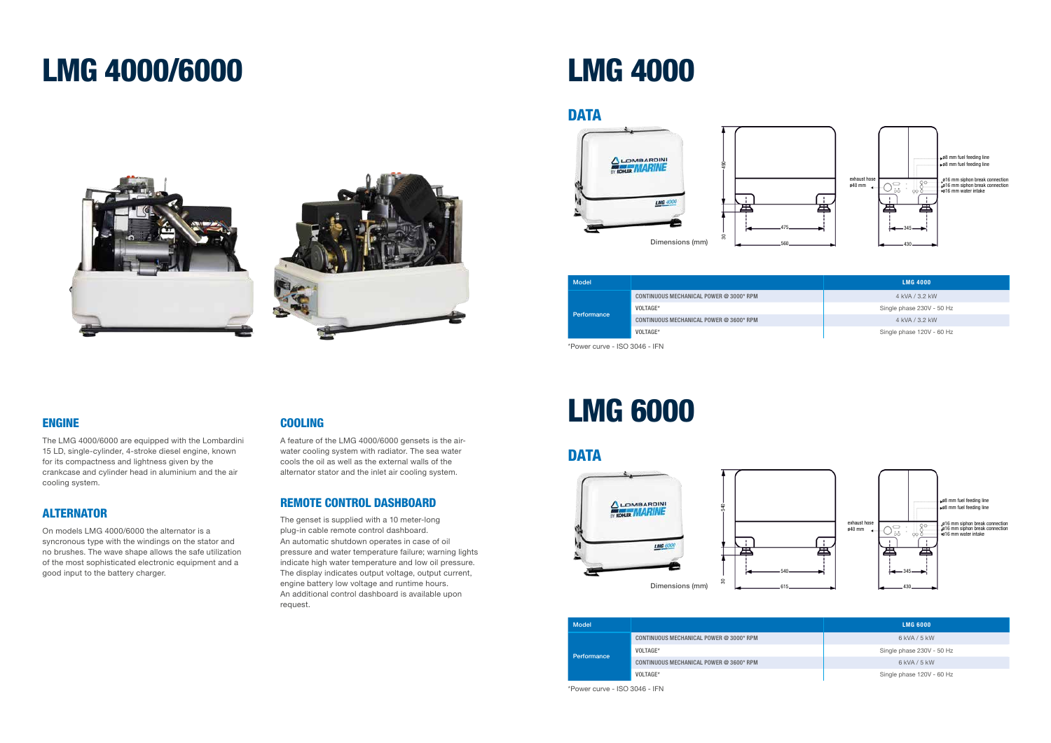# LMG 4000/6000

## ENGINE

The LMG 4000/6000 are equipped with the Lombardini 15 LD, single-cylinder, 4-stroke diesel engine, known for its compactness and lightness given by the crankcase and cylinder head in aluminium and the air cooling system.

## ALTERNATOR

On models LMG 4000/6000 the alternator is a syncronous type with the windings on the stator and no brushes. The wave shape allows the safe utilization of the most sophisticated electronic equipment and a good input to the battery charger.

## COOLING

A feature of the LMG 4000/6000 gensets is the air-water cooling system with radiator. The sea water cools the oil as well as the external walls of the alternator stator and the inlet air cooling system.

## REMOTE CONTROL DASHBOARD

The genset is supplied with a 10 meter-long plug-in cable remote control dashboard.
An automatic shutdown operates in case of oil pressure and water temperature failure; warning lights indicate high water temperature and low oil pressure.
The display indicates output voltage, output current, engine battery low voltage and runtime hours.
An additional control dashboard is available upon request.

# LMG 4000

## DATA

Dimensions (mm)

490 · 30 · 475 · 560 · 345 · 430

exhaust hose ø40 mm
ø8 mm fuel feeding line
ø8 mm fuel feeding line
ø16 mm siphon break connection
ø16 mm siphon break connection
ø16 mm water intake

| Model | | LMG 4000 |
|---|---|---|
| Performance | CONTINUOUS MECHANICAL POWER @ 3000* RPM | 4 kVA / 3.2 kW |
| | VOLTAGE* | Single phase 230V - 50 Hz |
| | CONTINUOUS MECHANICAL POWER @ 3600* RPM | 4 kVA / 3.2 kW |
| | VOLTAGE* | Single phase 120V - 60 Hz |

*Power curve - ISO 3046 - IFN

# LMG 6000

## DATA

Dimensions (mm)

540 · 30 · 540 · 615 · 345 · 430

exhaust hose ø40 mm
ø8 mm fuel feeding line
ø8 mm fuel feeding line
ø16 mm siphon break connection
ø16 mm siphon break connection
ø16 mm water intake

| Model | | LMG 6000 |
|---|---|---|
| Performance | CONTINUOUS MECHANICAL POWER @ 3000* RPM | 6 kVA / 5 kW |
| | VOLTAGE* | Single phase 230V - 50 Hz |
| | CONTINUOUS MECHANICAL POWER @ 3600* RPM | 6 kVA / 5 kW |
| | VOLTAGE* | Single phase 120V - 60 Hz |

*Power curve - ISO 3046 - IFN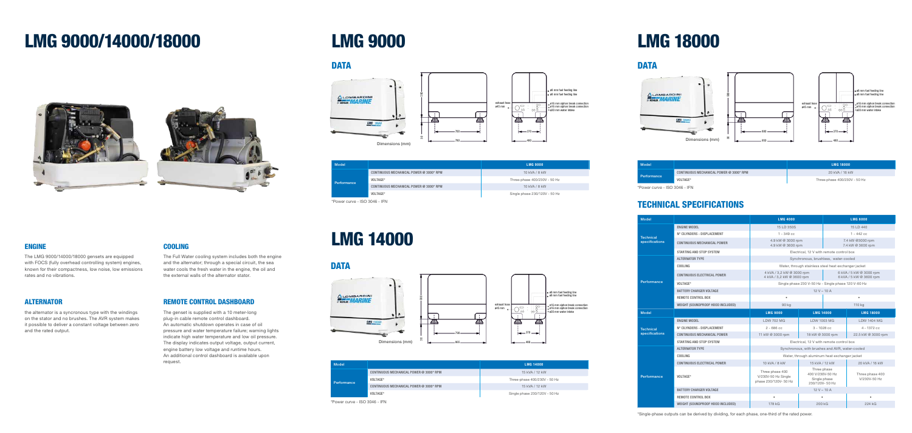# LMG 9000/14000/18000

## ENGINE

The LMG 9000/14000/18000 gensets are equipped with FOCS (fully overhead controlling system) engines, known for their compactness, low noise, low emissions rates and no vibrations.

## ALTERNATOR

the alternator is a syncronous type with the windings on the stator and no brushes. The AVR system makes it possible to deliver a constant voltage between zero and the rated output.

## COOLING

The Full Water cooling system includes both the engine and the alternator; through a special circuit, the sea water cools the fresh water in the engine, the oil and the external walls of the alternator stator.

## REMOTE CONTROL DASHBOARD

The genset is supplied with a 10 meter-long plug-in cable remote control dashboard. An automatic shutdown operates in case of oil pressure and water temperature failure; warning lights indicate high water temperature and low oil pressure. The display indicates output voltage, output current, engine battery low voltage and runtime hours. An additional control dashboard is available upon request.

# LMG 9000

## DATA

Dimensions (mm)

590

38

760

780

exhaust hose ø45 mm

ø8 mm fuel feeding line
ø8 mm fuel feeding line
ø16 mm siphon break connection
ø16 mm siphon break connection
ø20 mm water intake

370

460

| Model | | LMG 9000 |
|---|---|---|
| Performance | CONTINUOUS MECHANICAL POWER @ 3000* RPM | 10 kVA / 8 kW |
| | VOLTAGE* | Three-phase 400/230V - 50 Hz |
| | CONTINUOUS MECHANICAL POWER @ 3000* RPM | 10 kVA / 8 kW |
| | VOLTAGE* | Single phase 230/120V - 50 Hz |

*Power curve - ISO 3046 - IFN

# LMG 14000

## DATA

Dimensions (mm)

590

38

790

865

exhaust hose ø45 mm

ø8 mm fuel feeding line
ø8 mm fuel feeding line
ø16 mm siphon break connection
ø16 mm siphon break connection
ø20 mm water intake

370

460

| Model | | LMG 14000 |
|---|---|---|
| Performance | CONTINUOUS MECHANICAL POWER @ 3000* RPM | 15 kVA / 12 kW |
| | VOLTAGE* | Three-phase 400/230V - 50 Hz |
| | CONTINUOUS MECHANICAL POWER @ 3000* RPM | 15 kVA / 12 kW |
| | VOLTAGE* | Single phase 230/120V - 50 Hz |

*Power curve - ISO 3046 - IFN

# LMG 18000

## DATA

Dimensions (mm)

590

38

880

950

exhaust hose ø45 mm

ø8 mm fuel feeding line
ø8 mm fuel feeding line
ø16 mm siphon break connection
ø16 mm siphon break connection
ø20 mm water intake

370

460

| Model | | LMG 18000 |
|---|---|---|
| Performance | CONTINUOUS MECHANICAL POWER @ 3000* RPM | 20 kVA / 16 kW |
| | VOLTAGE* | Three-phase 400/230V - 50 Hz |

*Power curve - ISO 3046 - IFN

## TECHNICAL SPECIFICATIONS

| Model | | LMG 4000 | | LMG 6000 |
|---|---|---|---|---|
| Technical specifications | ENGINE MODEL | 15 LD 350S | | 15 LD 440 |
| | N° CYLINDERS - DISPLACEMENT | 1 - 349 cc | | 1 - 442 cc |
| | CONTINUOUS MECHANICAL POWER | 4.8 kW @ 3000 rpm<br>4.8 kW @ 3600 rpm | | 7.4 kW @3000 rpm<br>7.4 kW @ 3600 rpm |
| | STARTING AND STOP SYSTEM | Electrical, 12 V with remote control box | | |
| Performance | ALTERNATOR TYPE | Synchronous, brushless, water-cooled | | |
| | COOLING | Water, through stainless steel heat exchanger jacket | | |
| | CONTINUOUS ELECTRICAL POWER | 4 kVA / 3,2 kW @ 3000 rpm<br>4 kVA / 3,2 kW @ 3600 rpm | | 6 kVA / 5 kW @ 3000 rpm<br>6 kVA / 5 kW @ 3600 rpm |
| | VOLTAGE* | Single phase 230 V-50 Hz - Single phase 120 V-60 Hz | | |
| | BATTERY CHARGER VOLTAGE | 12 V – 10 A | | |
| | REMOTE CONTROL BOX | • | | • |
| | WEIGHT (SOUNDPROOF HOOD INCLUDED) | 90 kg | | 110 kg |
| **Model** | | **LMG 9000** | **LMG 14000** | **LMG 18000** |
| Technical specifications | ENGINE MODEL | LDW 702 MG | LDW 1003 MG | LDW 1404 MG |
| | N° CYLINDERS - DISPLACEMENT | 2 - 686 cc | 3 - 1028 cc | 4 - 1372 cc |
| | CONTINUOUS MECHANICAL POWER | 11 kW @ 3000 rpm | 18 kW @ 3000 rpm | 22.5 kW @ 3000 rpm |
| | STARTING AND STOP SYSTEM | Electrical, 12 V with remote control box | | |
| Performance | ALTERNATOR TYPE | Synchronous, with brushes and AVR, water-cooled | | |
| | COOLING | Water, through aluminum heat exchanger jacket | | |
| | CONTINUOUS ELECTRICAL POWER | 10 kVA / 8 kW | 15 kVA / 12 kW | 20 kVA / 16 kW |
| | VOLTAGE* | Three phase 400 V/230V-50 Hz Single phase 230/120V- 50 Hz | Three phase 400 V/230V-50 Hz Single phase 230/120V- 50 Hz | Three phase 400 V/230V-50 Hz |
| | BATTERY CHARGER VOLTAGE | 12 V – 10 A | | |
| | REMOTE CONTROL BOX | • | • | • |
| | WEIGHT (SOUNDPROOF HOOD INCLUDED) | 178 kG | 200 kG | 226 kG |

*Single-phase outputs can be derived by dividing, for each phase, one-third of the rated power.